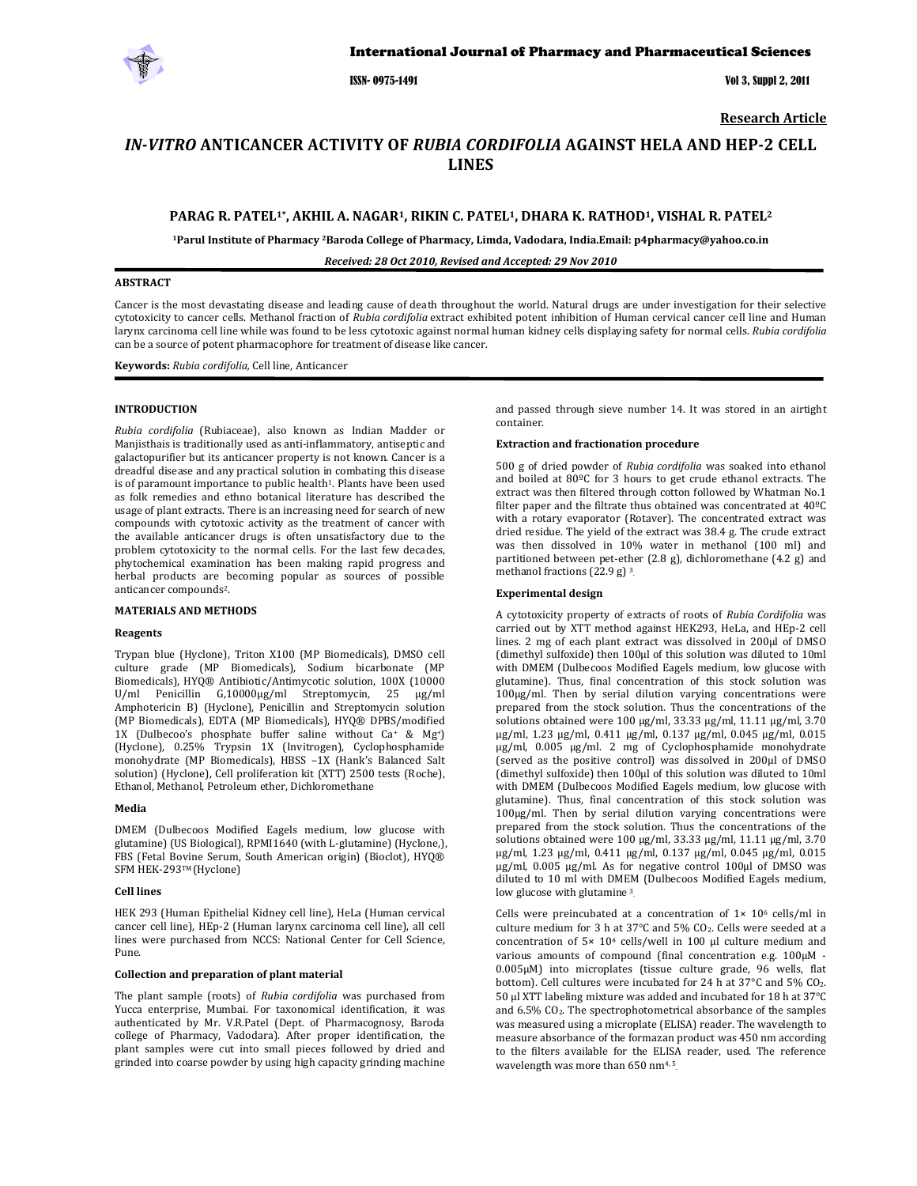Research Article

# IN-VITRO ANTICANCER ACTIVITY OF RUBIA CORDIFOLIA AGAINST HELA AND HEP-2 CELL LINES

**PARAG R. PATEL[1*], AKHIL A. NAGAR[1], RIKIN C. PATEL[1], DHARA K. RATHOD[1], VISHAL R. PATEL[2]**

[1]Parul Institute of Pharmacy [2]Baroda College of Pharmacy, Limda, Vadodara, India.Email: p4pharmacy@yahoo.co.in

*Received: 28 Oct 2010, Revised and Accepted: 29 Nov 2010*

## ABSTRACT

Cancer is the most devastating disease and leading cause of death throughout the world. Natural drugs are under investigation for their selective cytotoxicity to cancer cells. Methanol fraction of *Rubia cordifolia* extract exhibited potent inhibition of Human cervical cancer cell line and Human larynx carcinoma cell line while was found to be less cytotoxic against normal human kidney cells displaying safety for normal cells. *Rubia cordifolia* can be a source of potent pharmacophore for treatment of disease like cancer.

**Keywords:** *Rubia cordifolia*, Cell line, Anticancer

## INTRODUCTION

*Rubia cordifolia* (Rubiaceae), also known as Indian Madder or Manjisthais is traditionally used as anti-inflammatory, antiseptic and galactopurifier but its anticancer property is not known. Cancer is a dreadful disease and any practical solution in combating this disease is of paramount importance to public health[1]. Plants have been used as folk remedies and ethno botanical literature has described the usage of plant extracts. There is an increasing need for search of new compounds with cytotoxic activity as the treatment of cancer with the available anticancer drugs is often unsatisfactory due to the problem cytotoxicity to the normal cells. For the last few decades, phytochemical examination has been making rapid progress and herbal products are becoming popular as sources of possible anticancer compounds[2].

## MATERIALS AND METHODS

### Reagents

Trypan blue (Hyclone), Triton X100 (MP Biomedicals), DMSO cell culture grade (MP Biomedicals), Sodium bicarbonate (MP Biomedicals), HYQ® Antibiotic/Antimycotic solution, 100X (10000 U/ml Penicillin G,10000μg/ml Streptomycin, 25 μg/ml Amphotericin B) (Hyclone), Penicillin and Streptomycin solution (MP Biomedicals), EDTA (MP Biomedicals), HYQ® DPBS/modified 1X (Dulbecoo's phosphate buffer saline without $Ca^{+}$ & $Mg^{+}$) (Hyclone), 0.25% Trypsin 1X (Invitrogen), Cyclophosphamide monohydrate (MP Biomedicals), HBSS –1X (Hank's Balanced Salt solution) (Hyclone), Cell proliferation kit (XTT) 2500 tests (Roche), Ethanol, Methanol, Petroleum ether, Dichloromethane

### Media

DMEM (Dulbecoos Modified Eagels medium, low glucose with glutamine) (US Biological), RPMI1640 (with L-glutamine) (Hyclone,), FBS (Fetal Bovine Serum, South American origin) (Bioclot), HYQ® SFM HEK-293™ (Hyclone)

### Cell lines

HEK 293 (Human Epithelial Kidney cell line), HeLa (Human cervical cancer cell line), HEp-2 (Human larynx carcinoma cell line), all cell lines were purchased from NCCS: National Center for Cell Science, Pune.

### Collection and preparation of plant material

The plant sample (roots) of *Rubia cordifolia* was purchased from Yucca enterprise, Mumbai. For taxonomical identification, it was authenticated by Mr. V.R.Patel (Dept. of Pharmacognosy, Baroda college of Pharmacy, Vadodara). After proper identification, the plant samples were cut into small pieces followed by dried and grinded into coarse powder by using high capacity grinding machine and passed through sieve number 14. It was stored in an airtight container.

### Extraction and fractionation procedure

500 g of dried powder of *Rubia cordifolia* was soaked into ethanol and boiled at 80ºC for 3 hours to get crude ethanol extracts. The extract was then filtered through cotton followed by Whatman No.1 filter paper and the filtrate thus obtained was concentrated at 40ºC with a rotary evaporator (Rotaver). The concentrated extract was dried residue. The yield of the extract was 38.4 g. The crude extract was then dissolved in 10% water in methanol (100 ml) and partitioned between pet-ether (2.8 g), dichloromethane (4.2 g) and methanol fractions (22.9 g) [3].

### Experimental design

A cytotoxicity property of extracts of roots of *Rubia Cordifolia* was carried out by XTT method against HEK293, HeLa, and HEp-2 cell lines. 2 mg of each plant extract was dissolved in 200μl of DMSO (dimethyl sulfoxide) then 100μl of this solution was diluted to 10ml with DMEM (Dulbecoos Modified Eagels medium, low glucose with glutamine). Thus, final concentration of this stock solution was 100μg/ml. Then by serial dilution varying concentrations were prepared from the stock solution. Thus the concentrations of the solutions obtained were 100 μg/ml, 33.33 μg/ml, 11.11 μg/ml, 3.70 μg/ml, 1.23 μg/ml, 0.411 μg/ml, 0.137 μg/ml, 0.045 μg/ml, 0.015 μg/ml, 0.005 μg/ml. 2 mg of Cyclophosphamide monohydrate (served as the positive control) was dissolved in 200μl of DMSO (dimethyl sulfoxide) then 100μl of this solution was diluted to 10ml with DMEM (Dulbecoos Modified Eagels medium, low glucose with glutamine). Thus, final concentration of this stock solution was 100μg/ml. Then by serial dilution varying concentrations were prepared from the stock solution. Thus the concentrations of the solutions obtained were 100 μg/ml, 33.33 μg/ml, 11.11 μg/ml, 3.70 μg/ml, 1.23 μg/ml, 0.411 μg/ml, 0.137 μg/ml, 0.045 μg/ml, 0.015 μg/ml, 0.005 μg/ml. As for negative control 100μl of DMSO was diluted to 10 ml with DMEM (Dulbecoos Modified Eagels medium, low glucose with glutamine [3].

Cells were preincubated at a concentration of $1\times 10^{6}$ cells/ml in culture medium for 3 h at 37°C and 5% $CO_2$. Cells were seeded at a concentration of $5\times 10^{4}$ cells/well in 100 μl culture medium and various amounts of compound (final concentration e.g. 100μM - 0.005μM) into microplates (tissue culture grade, 96 wells, flat bottom). Cell cultures were incubated for 24 h at 37°C and 5% $CO_2$. 50 μl XTT labeling mixture was added and incubated for 18 h at 37°C and 6.5% $CO_2$. The spectrophotometrical absorbance of the samples was measured using a microplate (ELISA) reader. The wavelength to measure absorbance of the formazan product was 450 nm according to the filters available for the ELISA reader, used. The reference wavelength was more than 650 nm[4, 5].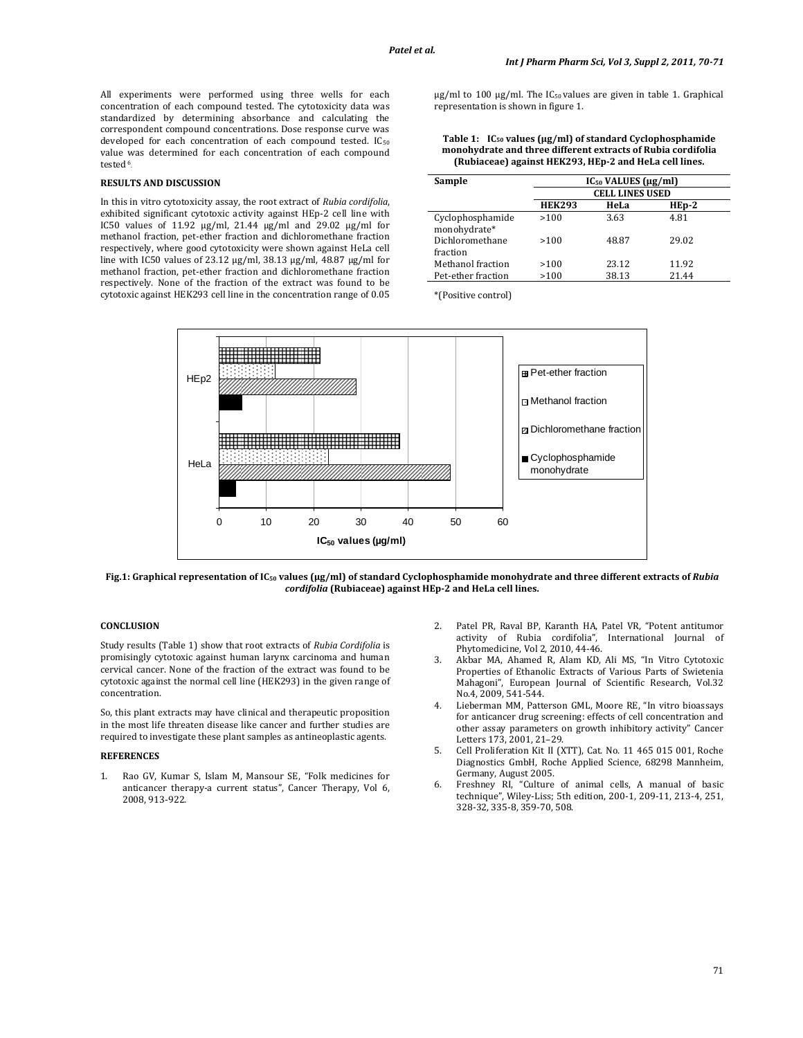All experiments were performed using three wells for each concentration of each compound tested. The cytotoxicity data was standardized by determining absorbance and calculating the correspondent compound concentrations. Dose response curve was developed for each concentration of each compound tested. $IC_{50}$ value was determined for each concentration of each compound tested[6].

## RESULTS AND DISCUSSION

In this in vitro cytotoxicity assay, the root extract of *Rubia cordifolia*, exhibited significant cytotoxic activity against HEp-2 cell line with IC50 values of 11.92 µg/ml, 21.44 µg/ml and 29.02 µg/ml for methanol fraction, pet-ether fraction and dichloromethane fraction respectively, where good cytotoxicity were shown against HeLa cell line with IC50 values of 23.12 µg/ml, 38.13 µg/ml, 48.87 µg/ml for methanol fraction, pet-ether fraction and dichloromethane fraction respectively. None of the fraction of the extract was found to be cytotoxic against HEK293 cell line in the concentration range of 0.05 µg/ml to 100 µg/ml. The $IC_{50}$ values are given in table 1. Graphical representation is shown in figure 1.

**Table 1: $IC_{50}$ values (µg/ml) of standard Cyclophosphamide monohydrate and three different extracts of Rubia cordifolia (Rubiaceae) against HEK293, HEp-2 and HeLa cell lines.**

| Sample | $IC_{50}$ VALUES (µg/ml) | | |
|---|---|---|---|
| | CELL LINES USED | | |
| | **HEK293** | **HeLa** | **HEp-2** |
| Cyclophosphamide monohydrate* | >100 | 3.63 | 4.81 |
| Dichloromethane fraction | >100 | 48.87 | 29.02 |
| Methanol fraction | >100 | 23.12 | 11.92 |
| Pet-ether fraction | >100 | 38.13 | 21.44 |

*(Positive control)

**Fig.1: Graphical representation of $IC_{50}$ values (µg/ml) of standard Cyclophosphamide monohydrate and three different extracts of *Rubia cordifolia* (Rubiaceae) against HEp-2 and HeLa cell lines.**

## CONCLUSION

Study results (Table 1) show that root extracts of *Rubia Cordifolia* is promisingly cytotoxic against human larynx carcinoma and human cervical cancer. None of the fraction of the extract was found to be cytotoxic against the normal cell line (HEK293) in the given range of concentration.

So, this plant extracts may have clinical and therapeutic proposition in the most life threaten disease like cancer and further studies are required to investigate these plant samples as antineoplastic agents.

## REFERENCES

1. Rao GV, Kumar S, Islam M, Mansour SE, "Folk medicines for anticancer therapy-a current status", Cancer Therapy, Vol 6, 2008, 913-922.
2. Patel PR, Raval BP, Karanth HA, Patel VR, "Potent antitumor activity of Rubia cordifolia", International Journal of Phytomedicine, Vol 2, 2010, 44-46.
3. Akbar MA, Ahamed R, Alam KD, Ali MS, "In Vitro Cytotoxic Properties of Ethanolic Extracts of Various Parts of Swietenia Mahagoni", European Journal of Scientific Research, Vol.32 No.4, 2009, 541-544.
4. Lieberman MM, Patterson GML, Moore RE, "In vitro bioassays for anticancer drug screening: effects of cell concentration and other assay parameters on growth inhibitory activity" Cancer Letters 173, 2001, 21–29.
5. Cell Proliferation Kit II (XTT), Cat. No. 11 465 015 001, Roche Diagnostics GmbH, Roche Applied Science, 68298 Mannheim, Germany, August 2005.
6. Freshney RI, "Culture of animal cells, A manual of basic technique", Wiley-Liss; 5th edition, 200-1, 209-11, 213-4, 251, 328-32, 335-8, 359-70, 508.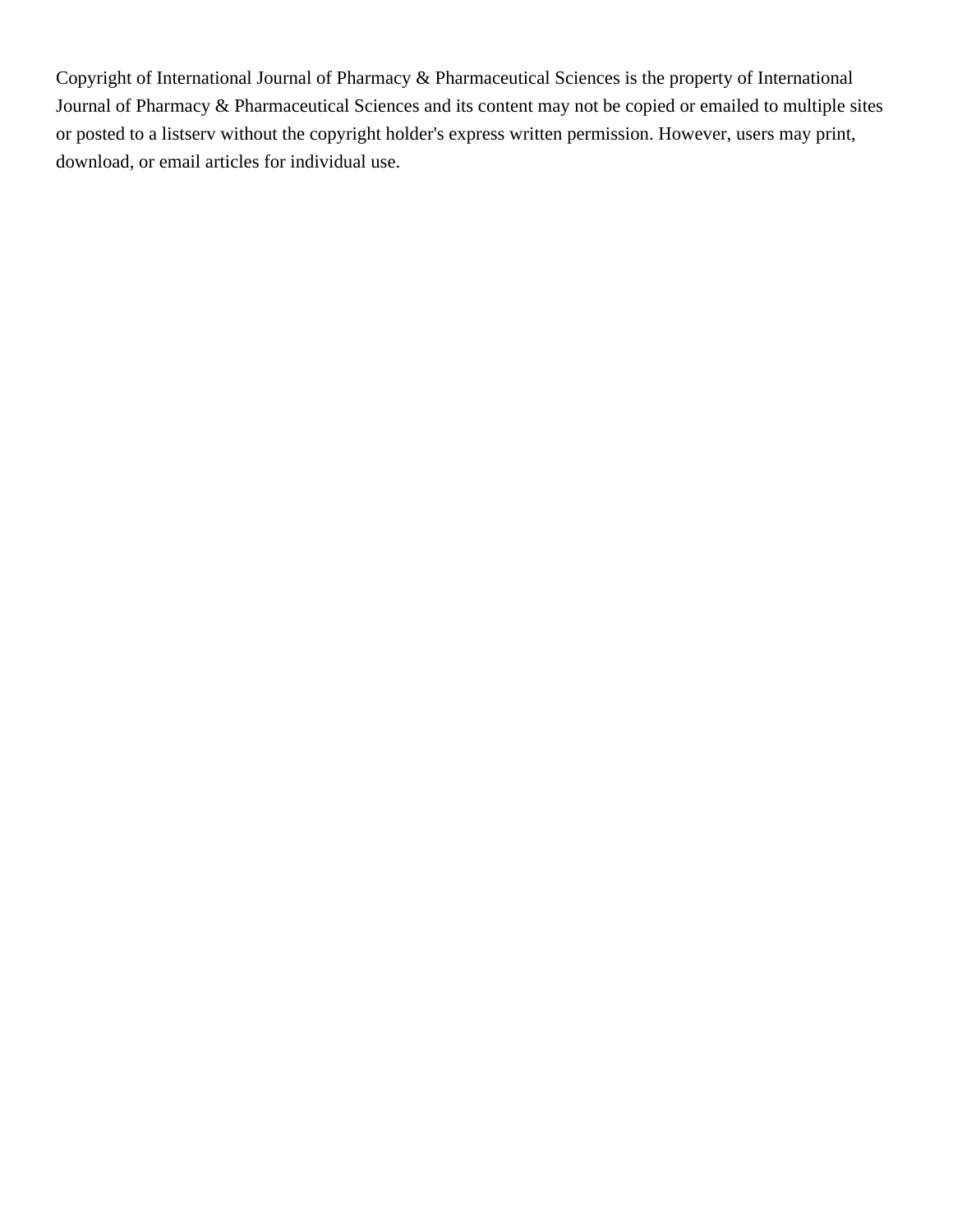Copyright of International Journal of Pharmacy & Pharmaceutical Sciences is the property of International Journal of Pharmacy & Pharmaceutical Sciences and its content may not be copied or emailed to multiple sites or posted to a listserv without the copyright holder's express written permission. However, users may print, download, or email articles for individual use.